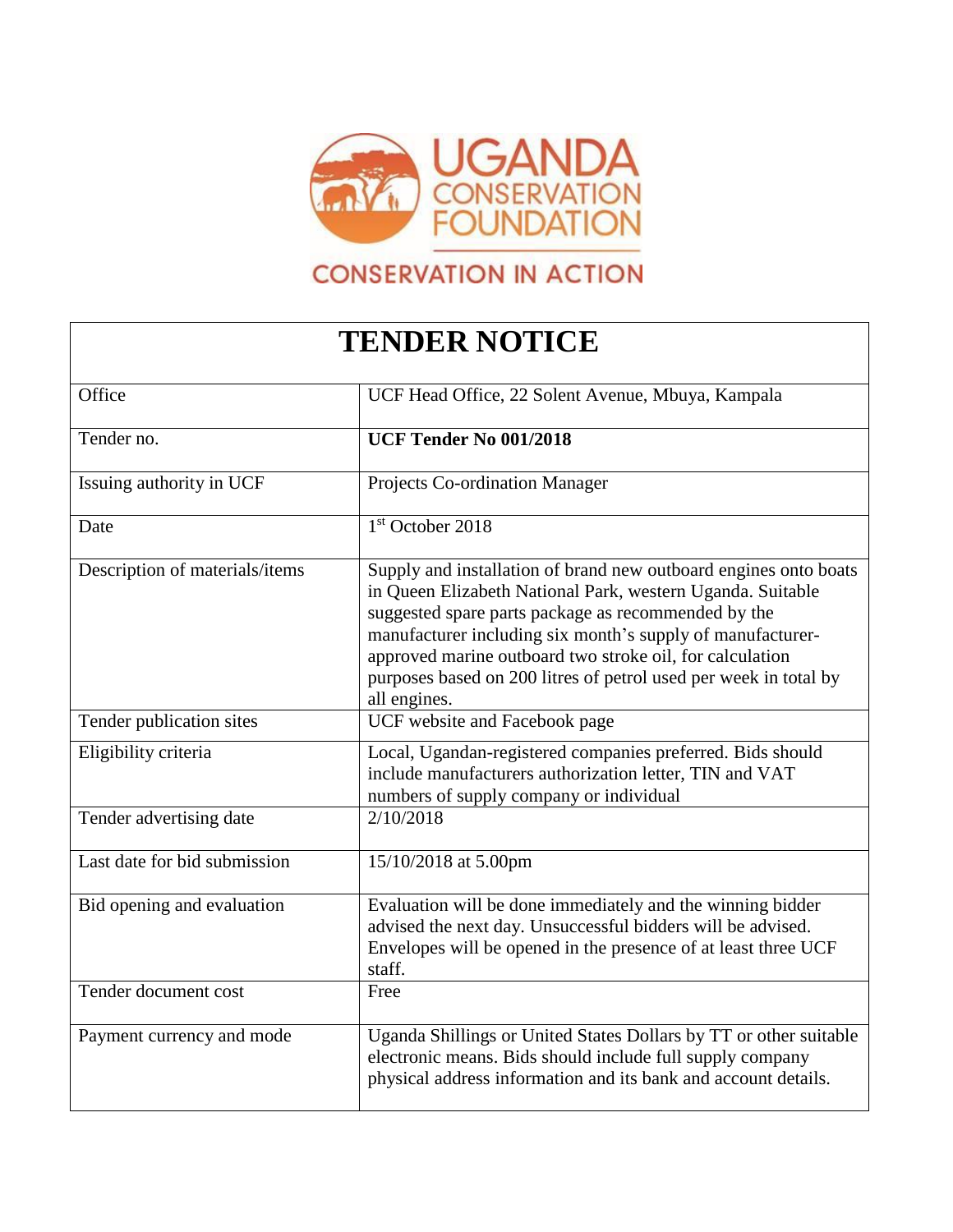UGANDA CONSERVATION FOUNDATION

CONSERVATION IN ACTION

# TENDER NOTICE

| | |
|---|---|
| Office | UCF Head Office, 22 Solent Avenue, Mbuya, Kampala |
| Tender no. | **UCF Tender No 001/2018** |
| Issuing authority in UCF | Projects Co-ordination Manager |
| Date | 1st October 2018 |
| Description of materials/items | Supply and installation of brand new outboard engines onto boats in Queen Elizabeth National Park, western Uganda. Suitable suggested spare parts package as recommended by the manufacturer including six month's supply of manufacturer-approved marine outboard two stroke oil, for calculation purposes based on 200 litres of petrol used per week in total by all engines. |
| Tender publication sites | UCF website and Facebook page |
| Eligibility criteria | Local, Ugandan-registered companies preferred. Bids should include manufacturers authorization letter, TIN and VAT numbers of supply company or individual |
| Tender advertising date | 2/10/2018 |
| Last date for bid submission | 15/10/2018 at 5.00pm |
| Bid opening and evaluation | Evaluation will be done immediately and the winning bidder advised the next day. Unsuccessful bidders will be advised. Envelopes will be opened in the presence of at least three UCF staff. |
| Tender document cost | Free |
| Payment currency and mode | Uganda Shillings or United States Dollars by TT or other suitable electronic means. Bids should include full supply company physical address information and its bank and account details. |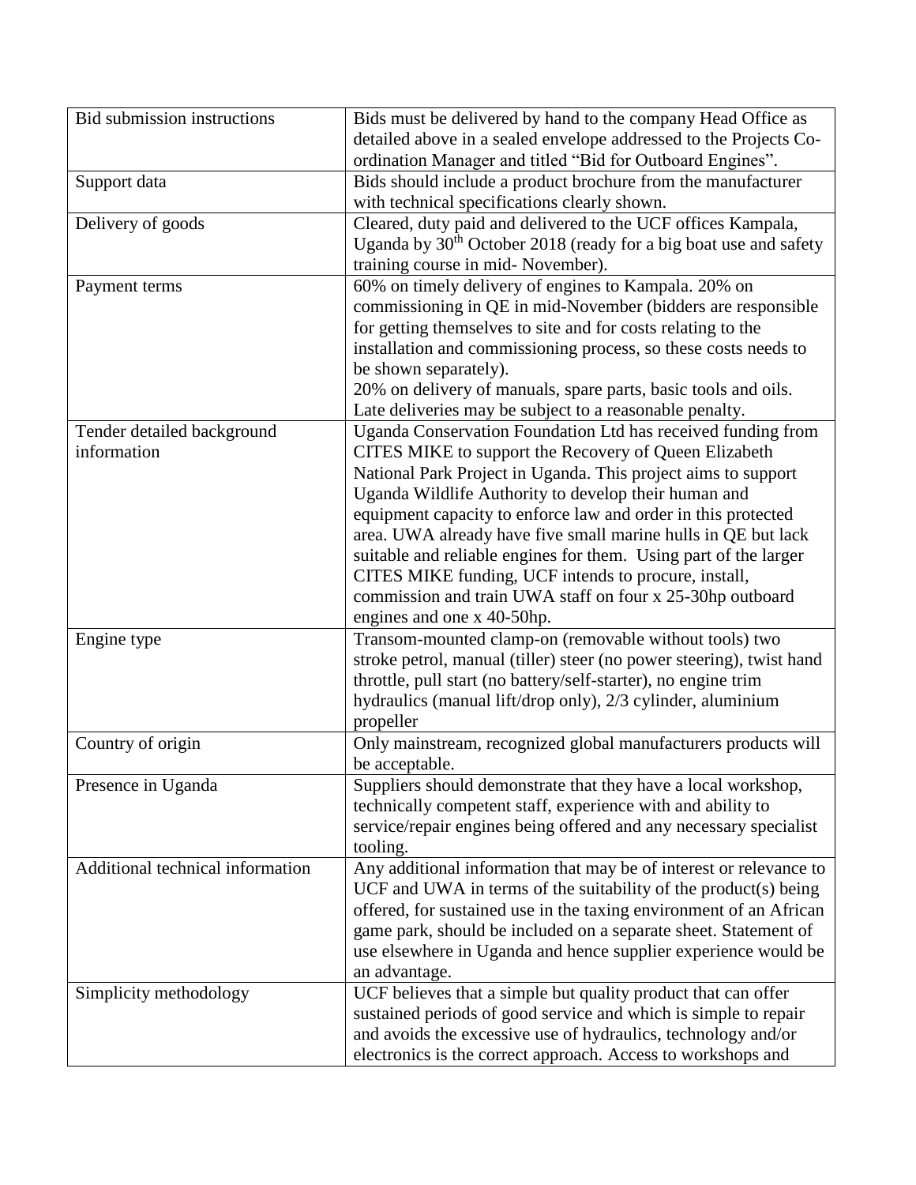| | |
|---|---|
| Bid submission instructions | Bids must be delivered by hand to the company Head Office as detailed above in a sealed envelope addressed to the Projects Co-ordination Manager and titled "Bid for Outboard Engines". |
| Support data | Bids should include a product brochure from the manufacturer with technical specifications clearly shown. |
| Delivery of goods | Cleared, duty paid and delivered to the UCF offices Kampala, Uganda by 30th October 2018 (ready for a big boat use and safety training course in mid- November). |
| Payment terms | 60% on timely delivery of engines to Kampala. 20% on commissioning in QE in mid-November (bidders are responsible for getting themselves to site and for costs relating to the installation and commissioning process, so these costs needs to be shown separately).<br>20% on delivery of manuals, spare parts, basic tools and oils.<br>Late deliveries may be subject to a reasonable penalty. |
| Tender detailed background information | Uganda Conservation Foundation Ltd has received funding from CITES MIKE to support the Recovery of Queen Elizabeth National Park Project in Uganda. This project aims to support Uganda Wildlife Authority to develop their human and equipment capacity to enforce law and order in this protected area. UWA already have five small marine hulls in QE but lack suitable and reliable engines for them. Using part of the larger CITES MIKE funding, UCF intends to procure, install, commission and train UWA staff on four x 25-30hp outboard engines and one x 40-50hp. |
| Engine type | Transom-mounted clamp-on (removable without tools) two stroke petrol, manual (tiller) steer (no power steering), twist hand throttle, pull start (no battery/self-starter), no engine trim hydraulics (manual lift/drop only), 2/3 cylinder, aluminium propeller |
| Country of origin | Only mainstream, recognized global manufacturers products will be acceptable. |
| Presence in Uganda | Suppliers should demonstrate that they have a local workshop, technically competent staff, experience with and ability to service/repair engines being offered and any necessary specialist tooling. |
| Additional technical information | Any additional information that may be of interest or relevance to UCF and UWA in terms of the suitability of the product(s) being offered, for sustained use in the taxing environment of an African game park, should be included on a separate sheet. Statement of use elsewhere in Uganda and hence supplier experience would be an advantage. |
| Simplicity methodology | UCF believes that a simple but quality product that can offer sustained periods of good service and which is simple to repair and avoids the excessive use of hydraulics, technology and/or electronics is the correct approach. Access to workshops and |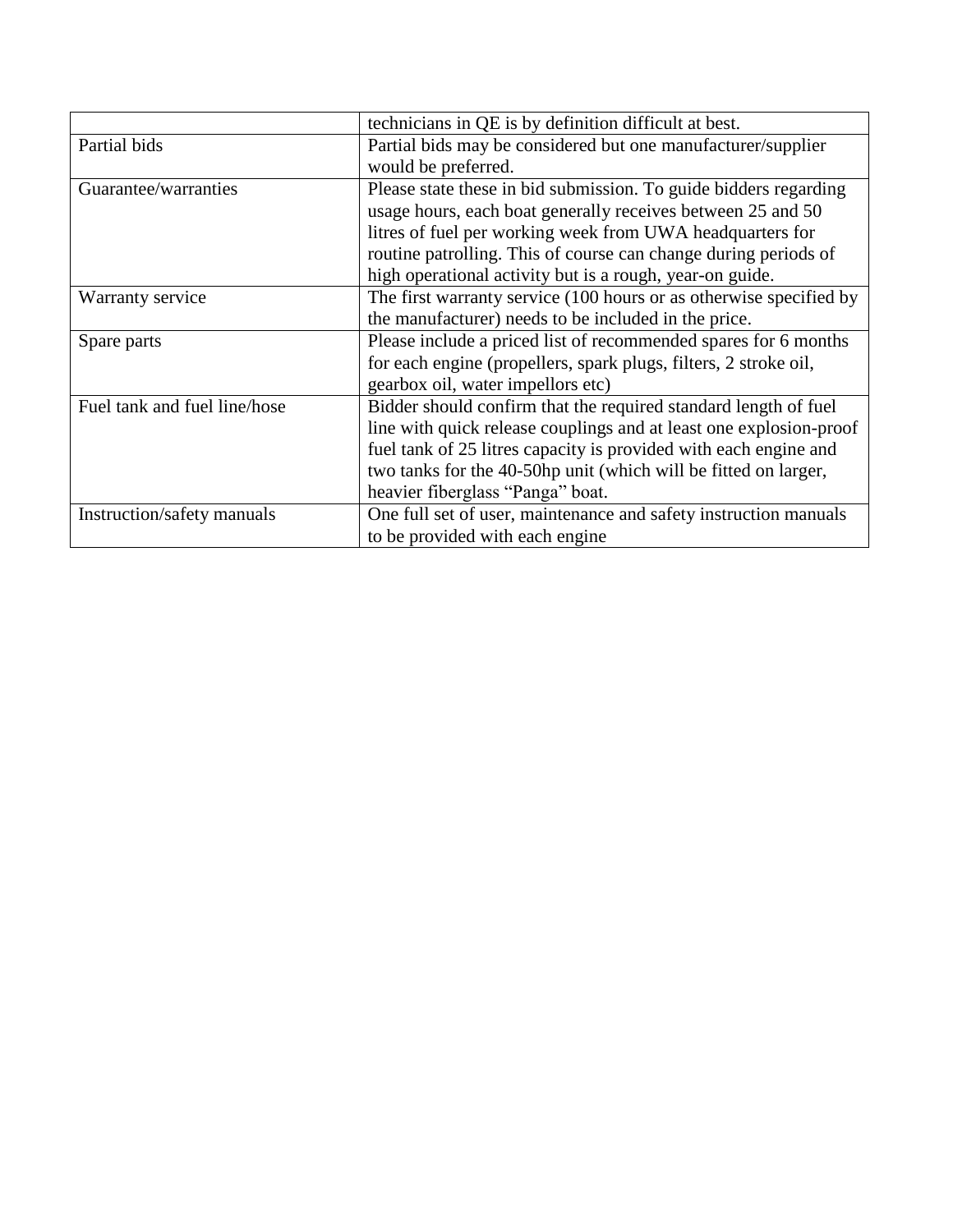| | |
|---|---|
| | technicians in QE is by definition difficult at best. |
| Partial bids | Partial bids may be considered but one manufacturer/supplier would be preferred. |
| Guarantee/warranties | Please state these in bid submission. To guide bidders regarding usage hours, each boat generally receives between 25 and 50 litres of fuel per working week from UWA headquarters for routine patrolling. This of course can change during periods of high operational activity but is a rough, year-on guide. |
| Warranty service | The first warranty service (100 hours or as otherwise specified by the manufacturer) needs to be included in the price. |
| Spare parts | Please include a priced list of recommended spares for 6 months for each engine (propellers, spark plugs, filters, 2 stroke oil, gearbox oil, water impellors etc) |
| Fuel tank and fuel line/hose | Bidder should confirm that the required standard length of fuel line with quick release couplings and at least one explosion-proof fuel tank of 25 litres capacity is provided with each engine and two tanks for the 40-50hp unit (which will be fitted on larger, heavier fiberglass "Panga" boat. |
| Instruction/safety manuals | One full set of user, maintenance and safety instruction manuals to be provided with each engine |